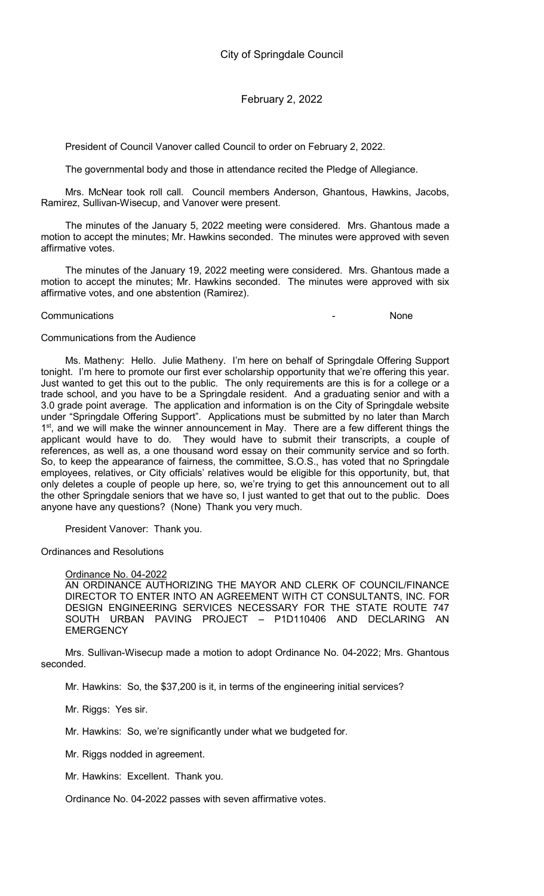# City of Springdale Council

## February 2, 2022

President of Council Vanover called Council to order on February 2, 2022.

The governmental body and those in attendance recited the Pledge of Allegiance.

Mrs. McNear took roll call. Council members Anderson, Ghantous, Hawkins, Jacobs, Ramirez, Sullivan-Wisecup, and Vanover were present.

The minutes of the January 5, 2022 meeting were considered. Mrs. Ghantous made a motion to accept the minutes; Mr. Hawkins seconded. The minutes were approved with seven affirmative votes.

The minutes of the January 19, 2022 meeting were considered. Mrs. Ghantous made a motion to accept the minutes; Mr. Hawkins seconded. The minutes were approved with six affirmative votes, and one abstention (Ramirez).

Communications - None

Communications from the Audience

Ms. Matheny: Hello. Julie Matheny. I'm here on behalf of Springdale Offering Support tonight. I'm here to promote our first ever scholarship opportunity that we're offering this year. Just wanted to get this out to the public. The only requirements are this is for a college or a trade school, and you have to be a Springdale resident. And a graduating senior and with a 3.0 grade point average. The application and information is on the City of Springdale website under "Springdale Offering Support". Applications must be submitted by no later than March 1st, and we will make the winner announcement in May. There are a few different things the applicant would have to do. They would have to submit their transcripts, a couple of references, as well as, a one thousand word essay on their community service and so forth. So, to keep the appearance of fairness, the committee, S.O.S., has voted that no Springdale employees, relatives, or City officials' relatives would be eligible for this opportunity, but, that only deletes a couple of people up here, so, we're trying to get this announcement out to all the other Springdale seniors that we have so, I just wanted to get that out to the public. Does anyone have any questions? (None) Thank you very much.

President Vanover: Thank you.

Ordinances and Resolutions

Ordinance No. 04-2022
AN ORDINANCE AUTHORIZING THE MAYOR AND CLERK OF COUNCIL/FINANCE DIRECTOR TO ENTER INTO AN AGREEMENT WITH CT CONSULTANTS, INC. FOR DESIGN ENGINEERING SERVICES NECESSARY FOR THE STATE ROUTE 747 SOUTH URBAN PAVING PROJECT – P1D110406 AND DECLARING AN EMERGENCY

Mrs. Sullivan-Wisecup made a motion to adopt Ordinance No. 04-2022; Mrs. Ghantous seconded.

Mr. Hawkins: So, the $37,200 is it, in terms of the engineering initial services?

Mr. Riggs: Yes sir.

Mr. Hawkins: So, we're significantly under what we budgeted for.

Mr. Riggs nodded in agreement.

Mr. Hawkins: Excellent. Thank you.

Ordinance No. 04-2022 passes with seven affirmative votes.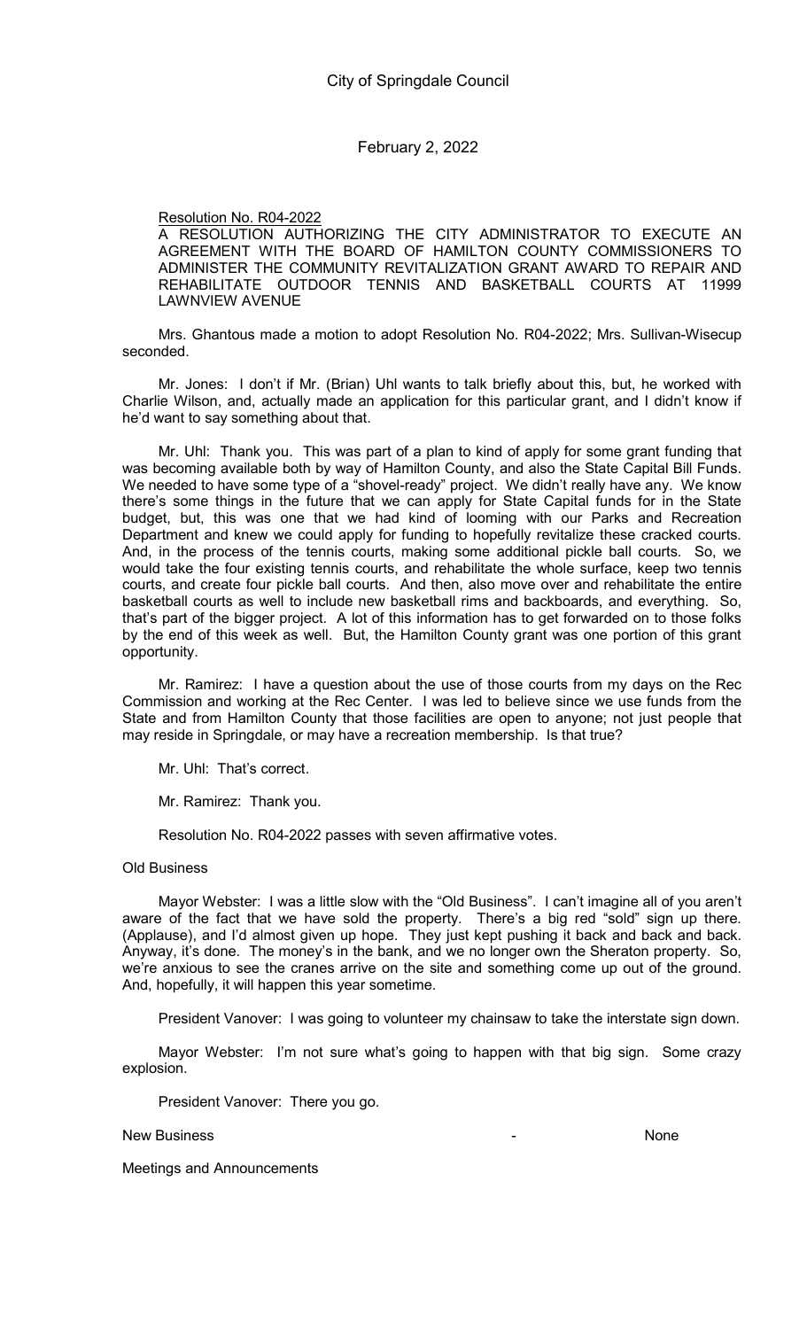Resolution No. R04-2022

A RESOLUTION AUTHORIZING THE CITY ADMINISTRATOR TO EXECUTE AN AGREEMENT WITH THE BOARD OF HAMILTON COUNTY COMMISSIONERS TO ADMINISTER THE COMMUNITY REVITALIZATION GRANT AWARD TO REPAIR AND REHABILITATE OUTDOOR TENNIS AND BASKETBALL COURTS AT 11999 LAWNVIEW AVENUE

Mrs. Ghantous made a motion to adopt Resolution No. R04-2022; Mrs. Sullivan-Wisecup seconded.

Mr. Jones: I don't if Mr. (Brian) Uhl wants to talk briefly about this, but, he worked with Charlie Wilson, and, actually made an application for this particular grant, and I didn't know if he'd want to say something about that.

Mr. Uhl: Thank you. This was part of a plan to kind of apply for some grant funding that was becoming available both by way of Hamilton County, and also the State Capital Bill Funds. We needed to have some type of a "shovel-ready" project. We didn't really have any. We know there's some things in the future that we can apply for State Capital funds for in the State budget, but, this was one that we had kind of looming with our Parks and Recreation Department and knew we could apply for funding to hopefully revitalize these cracked courts. And, in the process of the tennis courts, making some additional pickle ball courts. So, we would take the four existing tennis courts, and rehabilitate the whole surface, keep two tennis courts, and create four pickle ball courts. And then, also move over and rehabilitate the entire basketball courts as well to include new basketball rims and backboards, and everything. So, that's part of the bigger project. A lot of this information has to get forwarded on to those folks by the end of this week as well. But, the Hamilton County grant was one portion of this grant opportunity.

Mr. Ramirez: I have a question about the use of those courts from my days on the Rec Commission and working at the Rec Center. I was led to believe since we use funds from the State and from Hamilton County that those facilities are open to anyone; not just people that may reside in Springdale, or may have a recreation membership. Is that true?

Mr. Uhl: That's correct.

Mr. Ramirez: Thank you.

Resolution No. R04-2022 passes with seven affirmative votes.

Old Business

Mayor Webster: I was a little slow with the "Old Business". I can't imagine all of you aren't aware of the fact that we have sold the property. There's a big red "sold" sign up there. (Applause), and I'd almost given up hope. They just kept pushing it back and back and back. Anyway, it's done. The money's in the bank, and we no longer own the Sheraton property. So, we're anxious to see the cranes arrive on the site and something come up out of the ground. And, hopefully, it will happen this year sometime.

President Vanover: I was going to volunteer my chainsaw to take the interstate sign down.

Mayor Webster: I'm not sure what's going to happen with that big sign. Some crazy explosion.

President Vanover: There you go.

New Business - None

Meetings and Announcements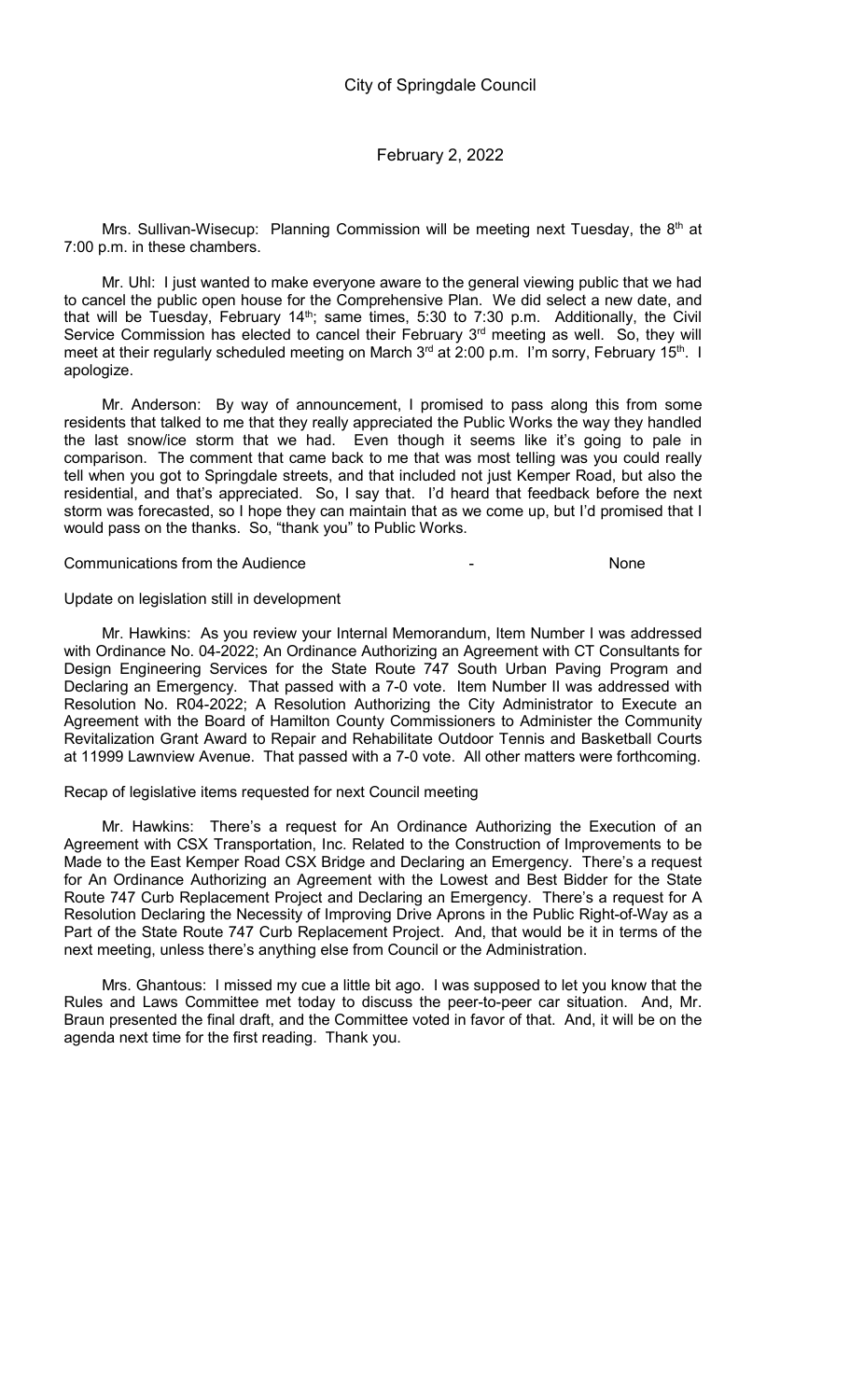Mrs. Sullivan-Wisecup: Planning Commission will be meeting next Tuesday, the 8th at 7:00 p.m. in these chambers.

Mr. Uhl: I just wanted to make everyone aware to the general viewing public that we had to cancel the public open house for the Comprehensive Plan. We did select a new date, and that will be Tuesday, February 14th; same times, 5:30 to 7:30 p.m. Additionally, the Civil Service Commission has elected to cancel their February 3rd meeting as well. So, they will meet at their regularly scheduled meeting on March 3rd at 2:00 p.m. I'm sorry, February 15th. I apologize.

Mr. Anderson: By way of announcement, I promised to pass along this from some residents that talked to me that they really appreciated the Public Works the way they handled the last snow/ice storm that we had. Even though it seems like it's going to pale in comparison. The comment that came back to me that was most telling was you could really tell when you got to Springdale streets, and that included not just Kemper Road, but also the residential, and that's appreciated. So, I say that. I'd heard that feedback before the next storm was forecasted, so I hope they can maintain that as we come up, but I'd promised that I would pass on the thanks. So, "thank you" to Public Works.

Communications from the Audience - None

Update on legislation still in development

Mr. Hawkins: As you review your Internal Memorandum, Item Number I was addressed with Ordinance No. 04-2022; An Ordinance Authorizing an Agreement with CT Consultants for Design Engineering Services for the State Route 747 South Urban Paving Program and Declaring an Emergency. That passed with a 7-0 vote. Item Number II was addressed with Resolution No. R04-2022; A Resolution Authorizing the City Administrator to Execute an Agreement with the Board of Hamilton County Commissioners to Administer the Community Revitalization Grant Award to Repair and Rehabilitate Outdoor Tennis and Basketball Courts at 11999 Lawnview Avenue. That passed with a 7-0 vote. All other matters were forthcoming.

Recap of legislative items requested for next Council meeting

Mr. Hawkins: There's a request for An Ordinance Authorizing the Execution of an Agreement with CSX Transportation, Inc. Related to the Construction of Improvements to be Made to the East Kemper Road CSX Bridge and Declaring an Emergency. There's a request for An Ordinance Authorizing an Agreement with the Lowest and Best Bidder for the State Route 747 Curb Replacement Project and Declaring an Emergency. There's a request for A Resolution Declaring the Necessity of Improving Drive Aprons in the Public Right-of-Way as a Part of the State Route 747 Curb Replacement Project. And, that would be it in terms of the next meeting, unless there's anything else from Council or the Administration.

Mrs. Ghantous: I missed my cue a little bit ago. I was supposed to let you know that the Rules and Laws Committee met today to discuss the peer-to-peer car situation. And, Mr. Braun presented the final draft, and the Committee voted in favor of that. And, it will be on the agenda next time for the first reading. Thank you.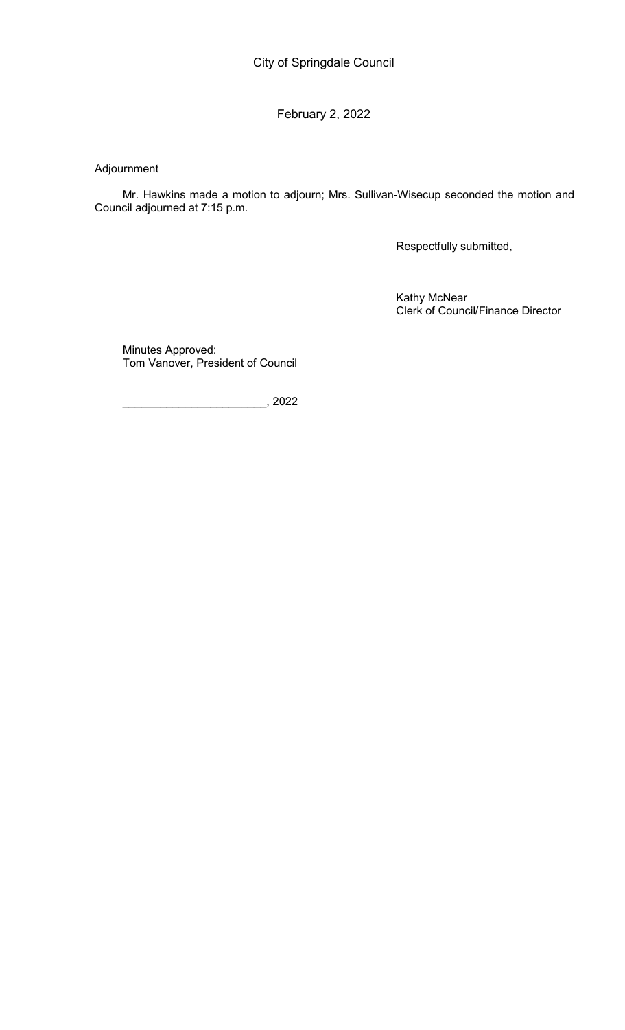City of Springdale Council

February 2, 2022

Adjournment

Mr. Hawkins made a motion to adjourn; Mrs. Sullivan-Wisecup seconded the motion and Council adjourned at 7:15 p.m.

Respectfully submitted,

Kathy McNear
Clerk of Council/Finance Director

Minutes Approved:
Tom Vanover, President of Council

_______________________, 2022